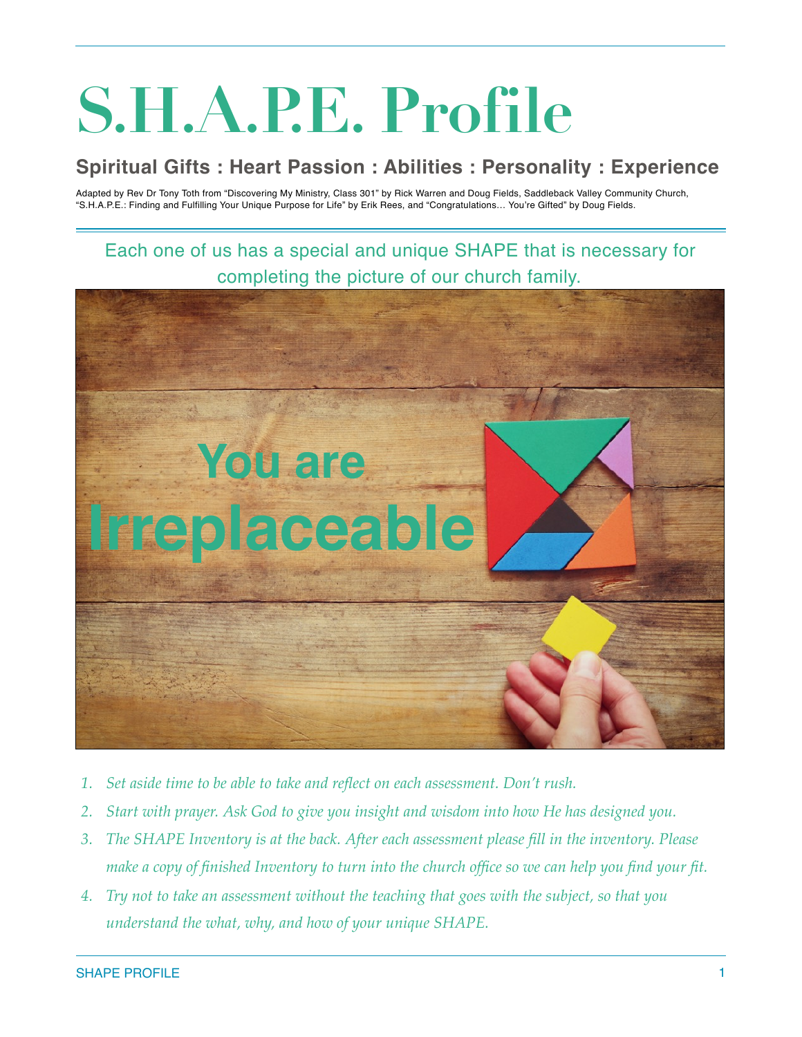# S.H.A.P.E. Profile

## Spiritual Gifts : Heart Passion : Abilities : Personality : Experience

Adapted by Rev Dr Tony Toth from "Discovering My Ministry, Class 301" by Rick Warren and Doug Fields, Saddleback Valley Community Church, "S.H.A.P.E.: Finding and Fulfilling Your Unique Purpose for Life" by Erik Rees, and "Congratulations… You're Gifted" by Doug Fields.

Each one of us has a special and unique SHAPE that is necessary for completing the picture of our church family.

You are Irreplaceable

1. *Set aside time to be able to take and reflect on each assessment. Don't rush.*
2. *Start with prayer. Ask God to give you insight and wisdom into how He has designed you.*
3. *The SHAPE Inventory is at the back. After each assessment please fill in the inventory. Please make a copy of finished Inventory to turn into the church office so we can help you find your fit.*
4. *Try not to take an assessment without the teaching that goes with the subject, so that you understand the what, why, and how of your unique SHAPE.*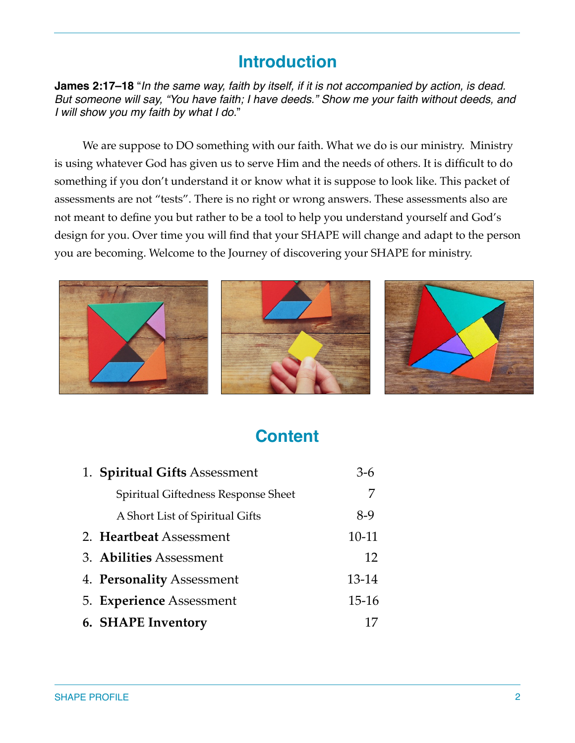# Introduction

**James 2:17–18** "*In the same way, faith by itself, if it is not accompanied by action, is dead. But someone will say, "You have faith; I have deeds." Show me your faith without deeds, and I will show you my faith by what I do.*"

We are suppose to DO something with our faith. What we do is our ministry. Ministry is using whatever God has given us to serve Him and the needs of others. It is difficult to do something if you don't understand it or know what it is suppose to look like. This packet of assessments are not "tests". There is no right or wrong answers. These assessments also are not meant to define you but rather to be a tool to help you understand yourself and God's design for you. Over time you will find that your SHAPE will change and adapt to the person you are becoming. Welcome to the Journey of discovering your SHAPE for ministry.

# Content

| | |
|---|---|
| 1. **Spiritual Gifts** Assessment | 3-6 |
| Spiritual Giftedness Response Sheet | 7 |
| A Short List of Spiritual Gifts | 8-9 |
| 2. **Heartbeat** Assessment | 10-11 |
| 3. **Abilities** Assessment | 12 |
| 4. **Personality** Assessment | 13-14 |
| 5. **Experience** Assessment | 15-16 |
| **6. SHAPE Inventory** | 17 |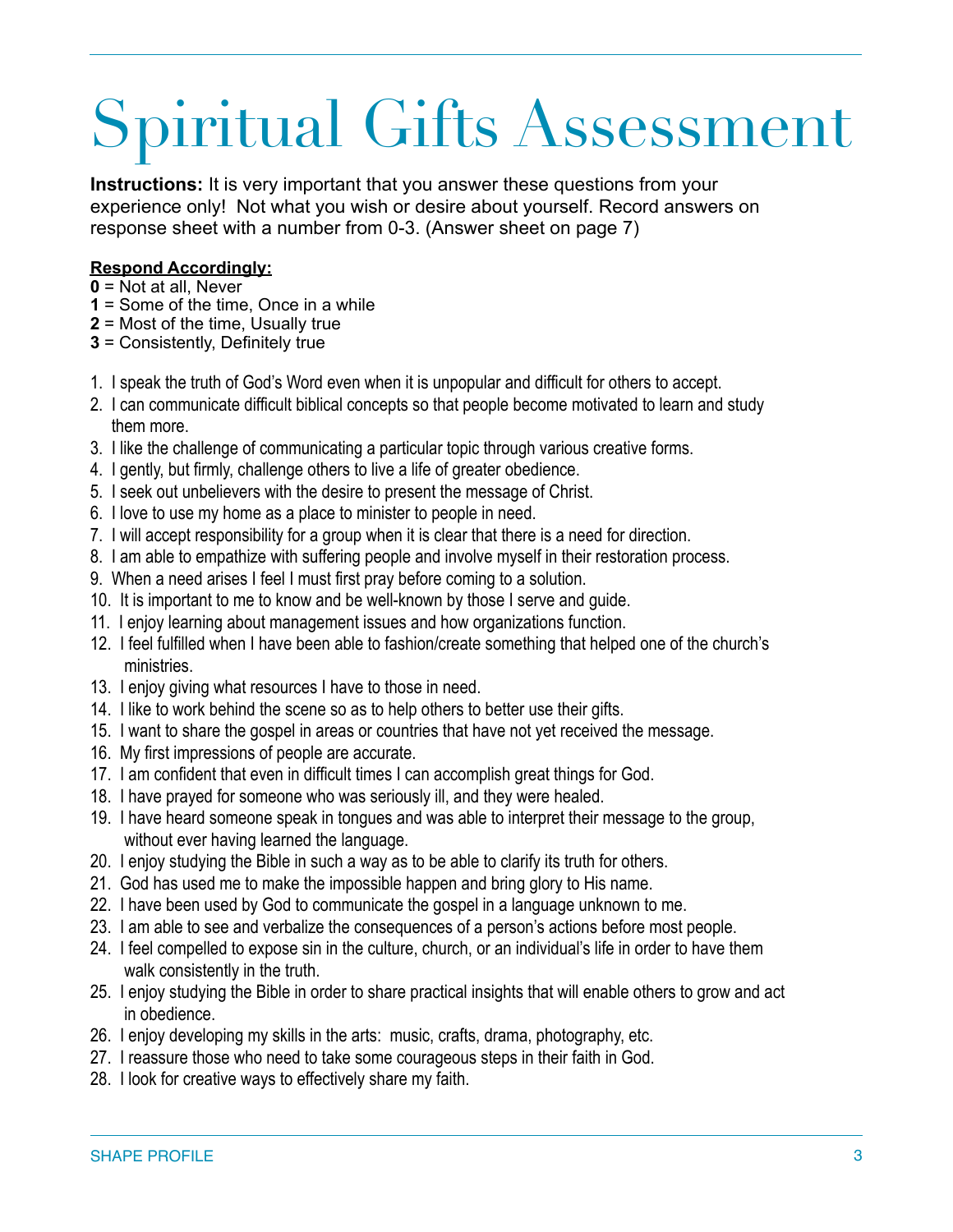# Spiritual Gifts Assessment

**Instructions:** It is very important that you answer these questions from your experience only! Not what you wish or desire about yourself. Record answers on response sheet with a number from 0-3. (Answer sheet on page 7)

**Respond Accordingly:**

**0** = Not at all, Never
**1** = Some of the time, Once in a while
**2** = Most of the time, Usually true
**3** = Consistently, Definitely true

1. I speak the truth of God's Word even when it is unpopular and difficult for others to accept.
2. I can communicate difficult biblical concepts so that people become motivated to learn and study them more.
3. I like the challenge of communicating a particular topic through various creative forms.
4. I gently, but firmly, challenge others to live a life of greater obedience.
5. I seek out unbelievers with the desire to present the message of Christ.
6. I love to use my home as a place to minister to people in need.
7. I will accept responsibility for a group when it is clear that there is a need for direction.
8. I am able to empathize with suffering people and involve myself in their restoration process.
9. When a need arises I feel I must first pray before coming to a solution.
10. It is important to me to know and be well-known by those I serve and guide.
11. I enjoy learning about management issues and how organizations function.
12. I feel fulfilled when I have been able to fashion/create something that helped one of the church's ministries.
13. I enjoy giving what resources I have to those in need.
14. I like to work behind the scene so as to help others to better use their gifts.
15. I want to share the gospel in areas or countries that have not yet received the message.
16. My first impressions of people are accurate.
17. I am confident that even in difficult times I can accomplish great things for God.
18. I have prayed for someone who was seriously ill, and they were healed.
19. I have heard someone speak in tongues and was able to interpret their message to the group, without ever having learned the language.
20. I enjoy studying the Bible in such a way as to be able to clarify its truth for others.
21. God has used me to make the impossible happen and bring glory to His name.
22. I have been used by God to communicate the gospel in a language unknown to me.
23. I am able to see and verbalize the consequences of a person's actions before most people.
24. I feel compelled to expose sin in the culture, church, or an individual's life in order to have them walk consistently in the truth.
25. I enjoy studying the Bible in order to share practical insights that will enable others to grow and act in obedience.
26. I enjoy developing my skills in the arts: music, crafts, drama, photography, etc.
27. I reassure those who need to take some courageous steps in their faith in God.
28. I look for creative ways to effectively share my faith.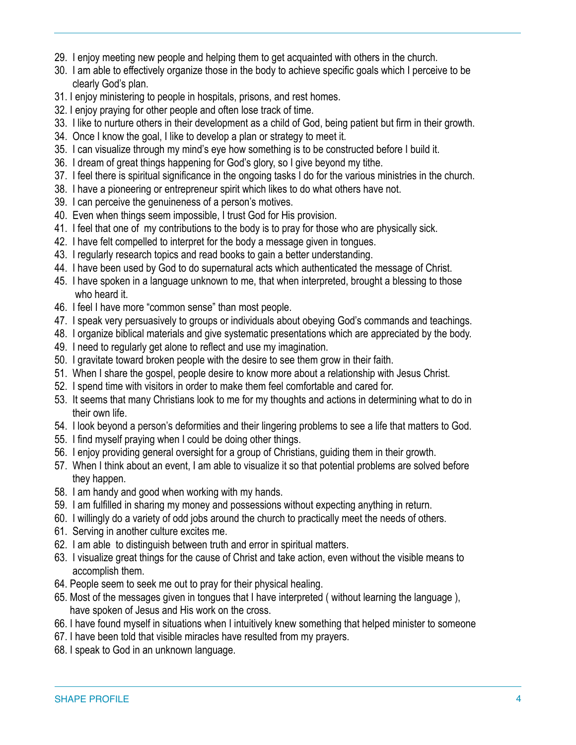29. I enjoy meeting new people and helping them to get acquainted with others in the church.
30. I am able to effectively organize those in the body to achieve specific goals which I perceive to be clearly God's plan.
31. I enjoy ministering to people in hospitals, prisons, and rest homes.
32. I enjoy praying for other people and often lose track of time.
33. I like to nurture others in their development as a child of God, being patient but firm in their growth.
34. Once I know the goal, I like to develop a plan or strategy to meet it.
35. I can visualize through my mind's eye how something is to be constructed before I build it.
36. I dream of great things happening for God's glory, so I give beyond my tithe.
37. I feel there is spiritual significance in the ongoing tasks I do for the various ministries in the church.
38. I have a pioneering or entrepreneur spirit which likes to do what others have not.
39. I can perceive the genuineness of a person's motives.
40. Even when things seem impossible, I trust God for His provision.
41. I feel that one of my contributions to the body is to pray for those who are physically sick.
42. I have felt compelled to interpret for the body a message given in tongues.
43. I regularly research topics and read books to gain a better understanding.
44. I have been used by God to do supernatural acts which authenticated the message of Christ.
45. I have spoken in a language unknown to me, that when interpreted, brought a blessing to those who heard it.
46. I feel I have more "common sense" than most people.
47. I speak very persuasively to groups or individuals about obeying God's commands and teachings.
48. I organize biblical materials and give systematic presentations which are appreciated by the body.
49. I need to regularly get alone to reflect and use my imagination.
50. I gravitate toward broken people with the desire to see them grow in their faith.
51. When I share the gospel, people desire to know more about a relationship with Jesus Christ.
52. I spend time with visitors in order to make them feel comfortable and cared for.
53. It seems that many Christians look to me for my thoughts and actions in determining what to do in their own life.
54. I look beyond a person's deformities and their lingering problems to see a life that matters to God.
55. I find myself praying when I could be doing other things.
56. I enjoy providing general oversight for a group of Christians, guiding them in their growth.
57. When I think about an event, I am able to visualize it so that potential problems are solved before they happen.
58. I am handy and good when working with my hands.
59. I am fulfilled in sharing my money and possessions without expecting anything in return.
60. I willingly do a variety of odd jobs around the church to practically meet the needs of others.
61. Serving in another culture excites me.
62. I am able to distinguish between truth and error in spiritual matters.
63. I visualize great things for the cause of Christ and take action, even without the visible means to accomplish them.
64. People seem to seek me out to pray for their physical healing.
65. Most of the messages given in tongues that I have interpreted ( without learning the language ), have spoken of Jesus and His work on the cross.
66. I have found myself in situations when I intuitively knew something that helped minister to someone
67. I have been told that visible miracles have resulted from my prayers.
68. I speak to God in an unknown language.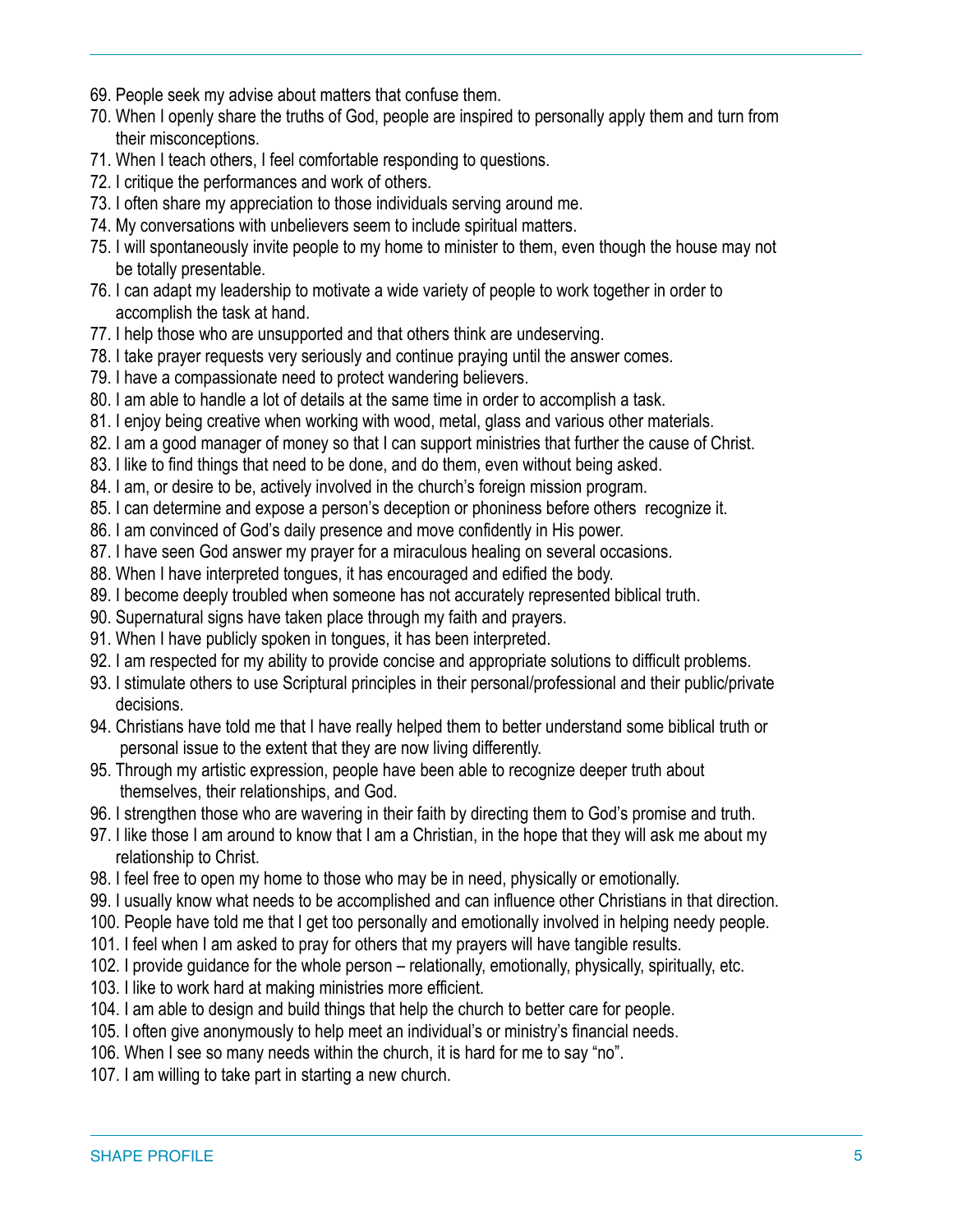69. People seek my advise about matters that confuse them.
70. When I openly share the truths of God, people are inspired to personally apply them and turn from their misconceptions.
71. When I teach others, I feel comfortable responding to questions.
72. I critique the performances and work of others.
73. I often share my appreciation to those individuals serving around me.
74. My conversations with unbelievers seem to include spiritual matters.
75. I will spontaneously invite people to my home to minister to them, even though the house may not be totally presentable.
76. I can adapt my leadership to motivate a wide variety of people to work together in order to accomplish the task at hand.
77. I help those who are unsupported and that others think are undeserving.
78. I take prayer requests very seriously and continue praying until the answer comes.
79. I have a compassionate need to protect wandering believers.
80. I am able to handle a lot of details at the same time in order to accomplish a task.
81. I enjoy being creative when working with wood, metal, glass and various other materials.
82. I am a good manager of money so that I can support ministries that further the cause of Christ.
83. I like to find things that need to be done, and do them, even without being asked.
84. I am, or desire to be, actively involved in the church's foreign mission program.
85. I can determine and expose a person's deception or phoniness before others recognize it.
86. I am convinced of God's daily presence and move confidently in His power.
87. I have seen God answer my prayer for a miraculous healing on several occasions.
88. When I have interpreted tongues, it has encouraged and edified the body.
89. I become deeply troubled when someone has not accurately represented biblical truth.
90. Supernatural signs have taken place through my faith and prayers.
91. When I have publicly spoken in tongues, it has been interpreted.
92. I am respected for my ability to provide concise and appropriate solutions to difficult problems.
93. I stimulate others to use Scriptural principles in their personal/professional and their public/private decisions.
94. Christians have told me that I have really helped them to better understand some biblical truth or personal issue to the extent that they are now living differently.
95. Through my artistic expression, people have been able to recognize deeper truth about themselves, their relationships, and God.
96. I strengthen those who are wavering in their faith by directing them to God's promise and truth.
97. I like those I am around to know that I am a Christian, in the hope that they will ask me about my relationship to Christ.
98. I feel free to open my home to those who may be in need, physically or emotionally.
99. I usually know what needs to be accomplished and can influence other Christians in that direction.
100. People have told me that I get too personally and emotionally involved in helping needy people.
101. I feel when I am asked to pray for others that my prayers will have tangible results.
102. I provide guidance for the whole person – relationally, emotionally, physically, spiritually, etc.
103. I like to work hard at making ministries more efficient.
104. I am able to design and build things that help the church to better care for people.
105. I often give anonymously to help meet an individual's or ministry's financial needs.
106. When I see so many needs within the church, it is hard for me to say "no".
107. I am willing to take part in starting a new church.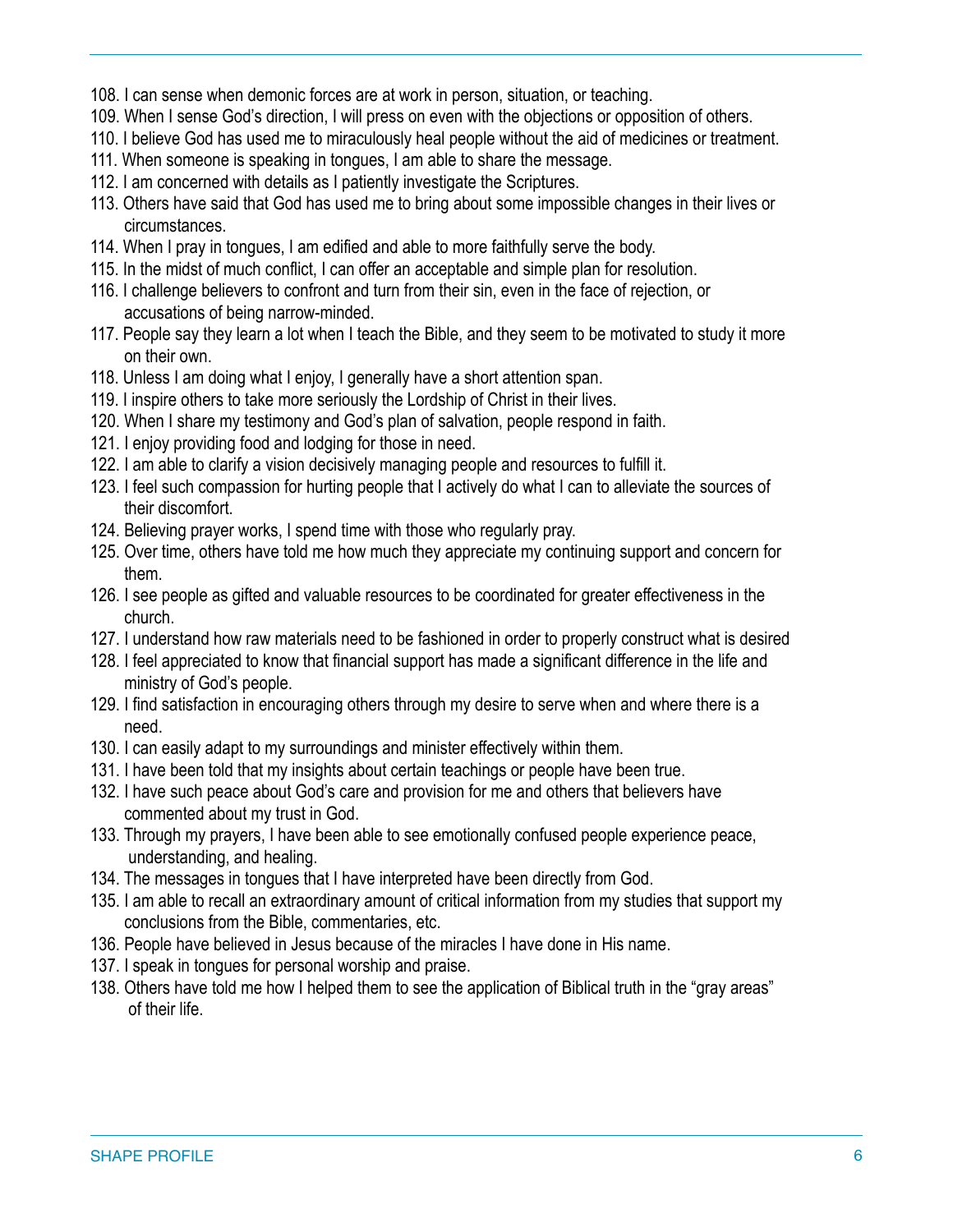108. I can sense when demonic forces are at work in person, situation, or teaching.
109. When I sense God's direction, I will press on even with the objections or opposition of others.
110. I believe God has used me to miraculously heal people without the aid of medicines or treatment.
111. When someone is speaking in tongues, I am able to share the message.
112. I am concerned with details as I patiently investigate the Scriptures.
113. Others have said that God has used me to bring about some impossible changes in their lives or circumstances.
114. When I pray in tongues, I am edified and able to more faithfully serve the body.
115. In the midst of much conflict, I can offer an acceptable and simple plan for resolution.
116. I challenge believers to confront and turn from their sin, even in the face of rejection, or accusations of being narrow-minded.
117. People say they learn a lot when I teach the Bible, and they seem to be motivated to study it more on their own.
118. Unless I am doing what I enjoy, I generally have a short attention span.
119. I inspire others to take more seriously the Lordship of Christ in their lives.
120. When I share my testimony and God's plan of salvation, people respond in faith.
121. I enjoy providing food and lodging for those in need.
122. I am able to clarify a vision decisively managing people and resources to fulfill it.
123. I feel such compassion for hurting people that I actively do what I can to alleviate the sources of their discomfort.
124. Believing prayer works, I spend time with those who regularly pray.
125. Over time, others have told me how much they appreciate my continuing support and concern for them.
126. I see people as gifted and valuable resources to be coordinated for greater effectiveness in the church.
127. I understand how raw materials need to be fashioned in order to properly construct what is desired
128. I feel appreciated to know that financial support has made a significant difference in the life and ministry of God's people.
129. I find satisfaction in encouraging others through my desire to serve when and where there is a need.
130. I can easily adapt to my surroundings and minister effectively within them.
131. I have been told that my insights about certain teachings or people have been true.
132. I have such peace about God's care and provision for me and others that believers have commented about my trust in God.
133. Through my prayers, I have been able to see emotionally confused people experience peace, understanding, and healing.
134. The messages in tongues that I have interpreted have been directly from God.
135. I am able to recall an extraordinary amount of critical information from my studies that support my conclusions from the Bible, commentaries, etc.
136. People have believed in Jesus because of the miracles I have done in His name.
137. I speak in tongues for personal worship and praise.
138. Others have told me how I helped them to see the application of Biblical truth in the "gray areas" of their life.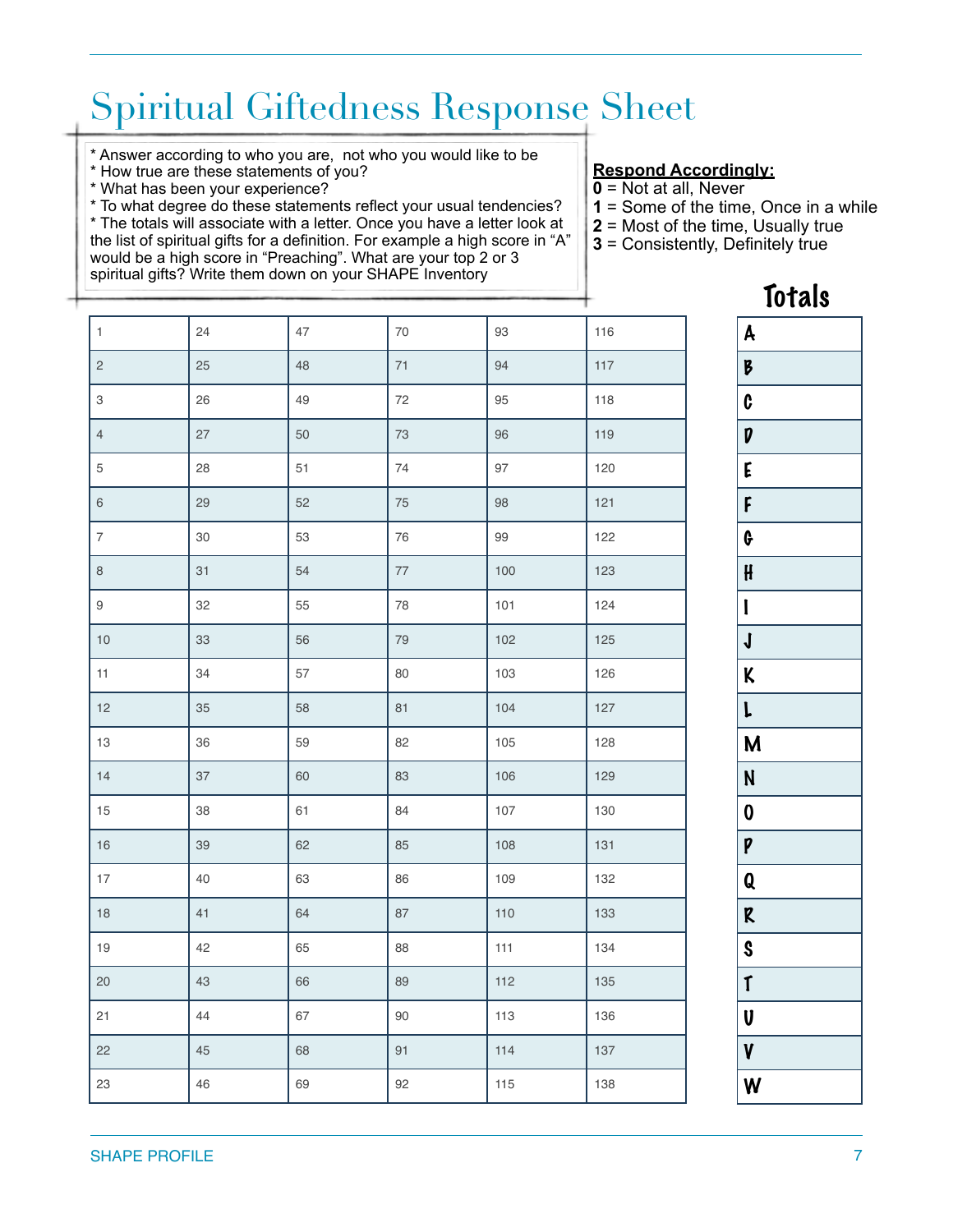# Spiritual Giftedness Response Sheet

* Answer according to who you are,  not who you would like to be
* How true are these statements of you?
* What has been your experience?
* To what degree do these statements reflect your usual tendencies?
* The totals will associate with a letter. Once you have a letter look at the list of spiritual gifts for a definition. For example a high score in "A" would be a high score in "Preaching". What are your top 2 or 3 spiritual gifts? Write them down on your SHAPE Inventory

**Respond Accordingly:**
**0** = Not at all, Never
**1** = Some of the time, Once in a while
**2** = Most of the time, Usually true
**3** = Consistently, Definitely true

| | | | | | | | Totals |
|---|---|---|---|---|---|---|---|
| 1 | 24 | 47 | 70 | 93 | 116 | | A |
| 2 | 25 | 48 | 71 | 94 | 117 | | B |
| 3 | 26 | 49 | 72 | 95 | 118 | | C |
| 4 | 27 | 50 | 73 | 96 | 119 | | D |
| 5 | 28 | 51 | 74 | 97 | 120 | | E |
| 6 | 29 | 52 | 75 | 98 | 121 | | F |
| 7 | 30 | 53 | 76 | 99 | 122 | | G |
| 8 | 31 | 54 | 77 | 100 | 123 | | H |
| 9 | 32 | 55 | 78 | 101 | 124 | | I |
| 10 | 33 | 56 | 79 | 102 | 125 | | J |
| 11 | 34 | 57 | 80 | 103 | 126 | | K |
| 12 | 35 | 58 | 81 | 104 | 127 | | L |
| 13 | 36 | 59 | 82 | 105 | 128 | | M |
| 14 | 37 | 60 | 83 | 106 | 129 | | N |
| 15 | 38 | 61 | 84 | 107 | 130 | | O |
| 16 | 39 | 62 | 85 | 108 | 131 | | P |
| 17 | 40 | 63 | 86 | 109 | 132 | | Q |
| 18 | 41 | 64 | 87 | 110 | 133 | | R |
| 19 | 42 | 65 | 88 | 111 | 134 | | S |
| 20 | 43 | 66 | 89 | 112 | 135 | | T |
| 21 | 44 | 67 | 90 | 113 | 136 | | U |
| 22 | 45 | 68 | 91 | 114 | 137 | | V |
| 23 | 46 | 69 | 92 | 115 | 138 | | W |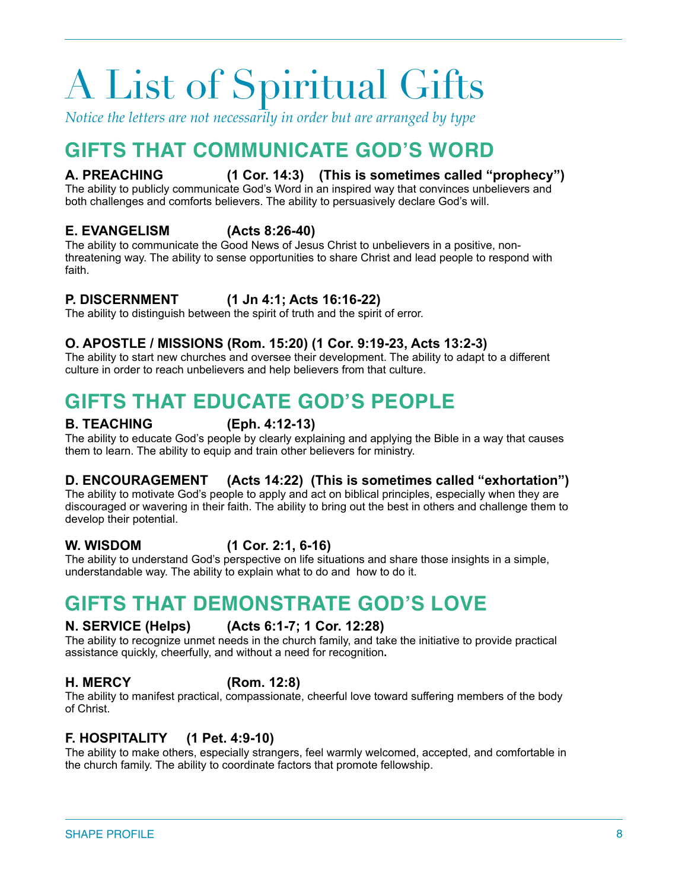# A List of Spiritual Gifts

*Notice the letters are not necessarily in order but are arranged by type*

## GIFTS THAT COMMUNICATE GOD'S WORD

### A. PREACHING (1 Cor. 14:3) (This is sometimes called "prophecy")

The ability to publicly communicate God's Word in an inspired way that convinces unbelievers and both challenges and comforts believers. The ability to persuasively declare God's will.

### E. EVANGELISM (Acts 8:26-40)

The ability to communicate the Good News of Jesus Christ to unbelievers in a positive, non-threatening way. The ability to sense opportunities to share Christ and lead people to respond with faith.

### P. DISCERNMENT (1 Jn 4:1; Acts 16:16-22)

The ability to distinguish between the spirit of truth and the spirit of error.

### O. APOSTLE / MISSIONS (Rom. 15:20) (1 Cor. 9:19-23, Acts 13:2-3)

The ability to start new churches and oversee their development. The ability to adapt to a different culture in order to reach unbelievers and help believers from that culture.

## GIFTS THAT EDUCATE GOD'S PEOPLE

### B. TEACHING (Eph. 4:12-13)

The ability to educate God's people by clearly explaining and applying the Bible in a way that causes them to learn. The ability to equip and train other believers for ministry.

### D. ENCOURAGEMENT (Acts 14:22) (This is sometimes called "exhortation")

The ability to motivate God's people to apply and act on biblical principles, especially when they are discouraged or wavering in their faith. The ability to bring out the best in others and challenge them to develop their potential.

### W. WISDOM (1 Cor. 2:1, 6-16)

The ability to understand God's perspective on life situations and share those insights in a simple, understandable way. The ability to explain what to do and how to do it.

## GIFTS THAT DEMONSTRATE GOD'S LOVE

### N. SERVICE (Helps) (Acts 6:1-7; 1 Cor. 12:28)

The ability to recognize unmet needs in the church family, and take the initiative to provide practical assistance quickly, cheerfully, and without a need for recognition.

### H. MERCY (Rom. 12:8)

The ability to manifest practical, compassionate, cheerful love toward suffering members of the body of Christ.

### F. HOSPITALITY (1 Pet. 4:9-10)

The ability to make others, especially strangers, feel warmly welcomed, accepted, and comfortable in the church family. The ability to coordinate factors that promote fellowship.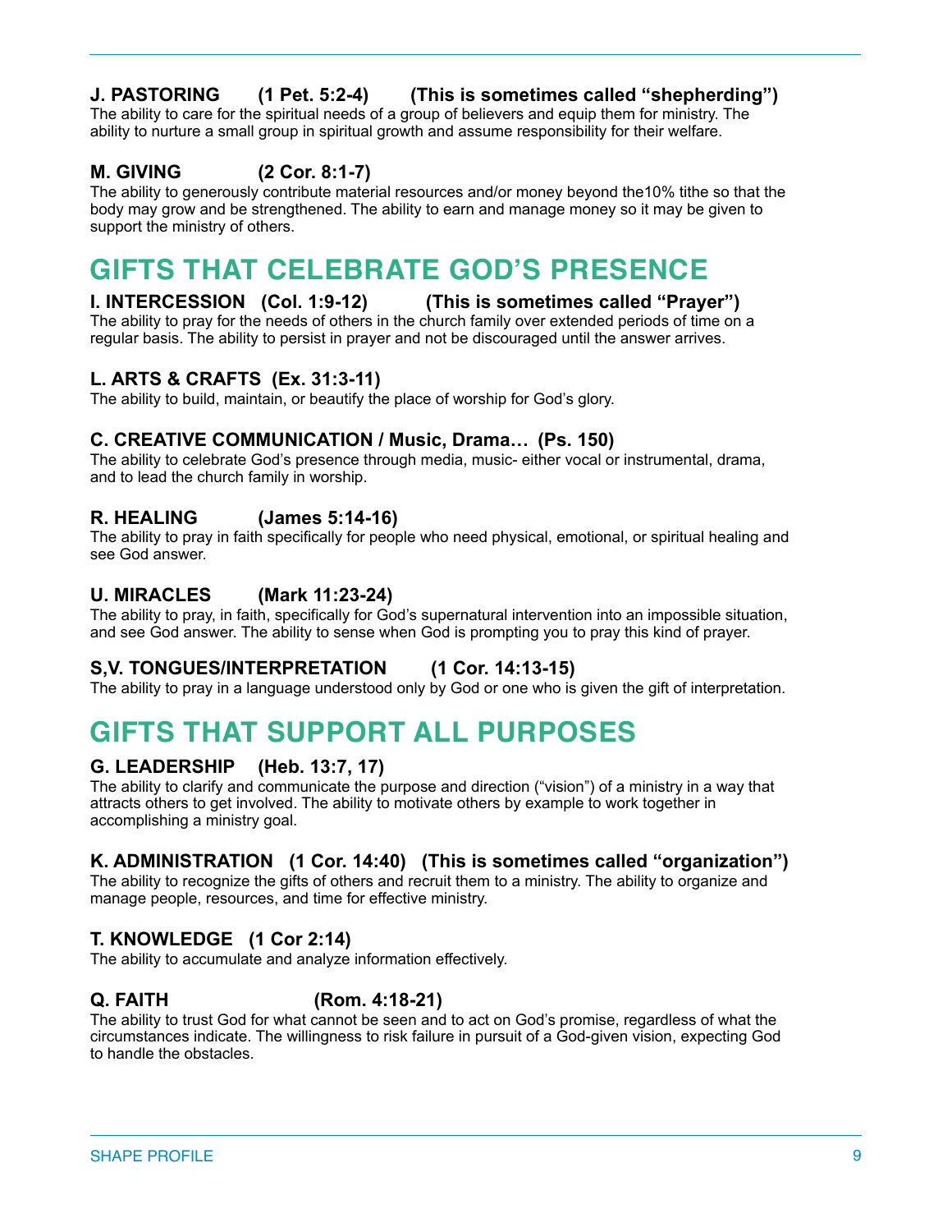### J. PASTORING (1 Pet. 5:2-4) (This is sometimes called “shepherding”)

The ability to care for the spiritual needs of a group of believers and equip them for ministry. The ability to nurture a small group in spiritual growth and assume responsibility for their welfare.

### M. GIVING (2 Cor. 8:1-7)

The ability to generously contribute material resources and/or money beyond the10% tithe so that the body may grow and be strengthened. The ability to earn and manage money so it may be given to support the ministry of others.

## GIFTS THAT CELEBRATE GOD’S PRESENCE

### I. INTERCESSION (Col. 1:9-12) (This is sometimes called “Prayer”)

The ability to pray for the needs of others in the church family over extended periods of time on a regular basis. The ability to persist in prayer and not be discouraged until the answer arrives.

### L. ARTS & CRAFTS (Ex. 31:3-11)

The ability to build, maintain, or beautify the place of worship for God’s glory.

### C. CREATIVE COMMUNICATION / Music, Drama… (Ps. 150)

The ability to celebrate God’s presence through media, music- either vocal or instrumental, drama, and to lead the church family in worship.

### R. HEALING (James 5:14-16)

The ability to pray in faith specifically for people who need physical, emotional, or spiritual healing and see God answer.

### U. MIRACLES (Mark 11:23-24)

The ability to pray, in faith, specifically for God’s supernatural intervention into an impossible situation, and see God answer. The ability to sense when God is prompting you to pray this kind of prayer.

### S,V. TONGUES/INTERPRETATION (1 Cor. 14:13-15)

The ability to pray in a language understood only by God or one who is given the gift of interpretation.

## GIFTS THAT SUPPORT ALL PURPOSES

### G. LEADERSHIP (Heb. 13:7, 17)

The ability to clarify and communicate the purpose and direction (“vision”) of a ministry in a way that attracts others to get involved. The ability to motivate others by example to work together in accomplishing a ministry goal.

### K. ADMINISTRATION (1 Cor. 14:40) (This is sometimes called “organization”)

The ability to recognize the gifts of others and recruit them to a ministry. The ability to organize and manage people, resources, and time for effective ministry.

### T. KNOWLEDGE (1 Cor 2:14)

The ability to accumulate and analyze information effectively.

### Q. FAITH (Rom. 4:18-21)

The ability to trust God for what cannot be seen and to act on God’s promise, regardless of what the circumstances indicate. The willingness to risk failure in pursuit of a God-given vision, expecting God to handle the obstacles.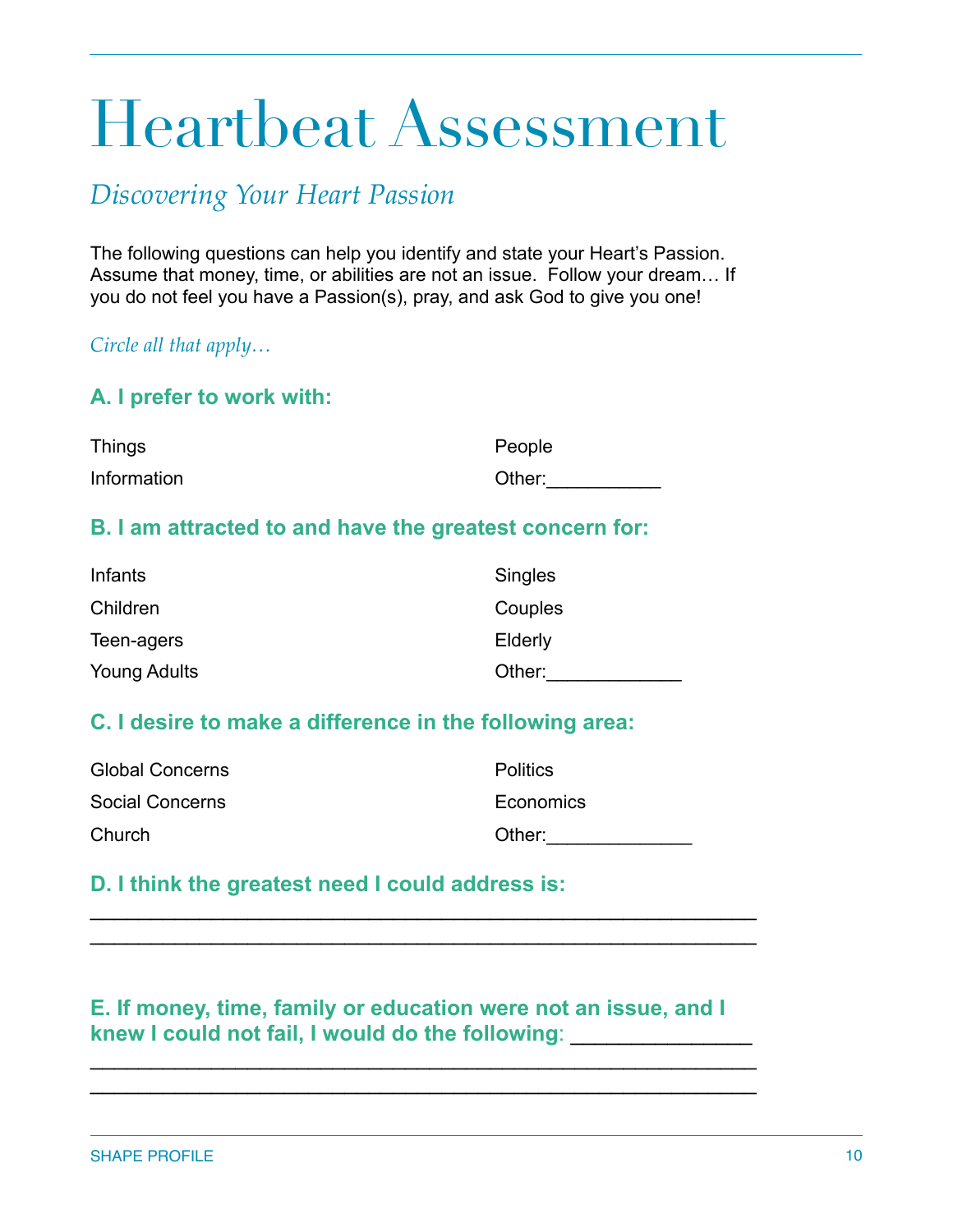# Heartbeat Assessment

## *Discovering Your Heart Passion*

The following questions can help you identify and state your Heart's Passion. Assume that money, time, or abilities are not an issue. Follow your dream… If you do not feel you have a Passion(s), pray, and ask God to give you one!

*Circle all that apply…*

### A. I prefer to work with:

| | |
|---|---|
| Things | People |
| Information | Other:___________ |

### B. I am attracted to and have the greatest concern for:

| | |
|---|---|
| Infants | Singles |
| Children | Couples |
| Teen-agers | Elderly |
| Young Adults | Other:____________ |

### C. I desire to make a difference in the following area:

| | |
|---|---|
| Global Concerns | Politics |
| Social Concerns | Economics |
| Church | Other:_____________ |

### D. I think the greatest need I could address is:

_______________________________________________________

_______________________________________________________

### E. If money, time, family or education were not an issue, and I knew I could not fail, I would do the following: _______________

_______________________________________________________

_______________________________________________________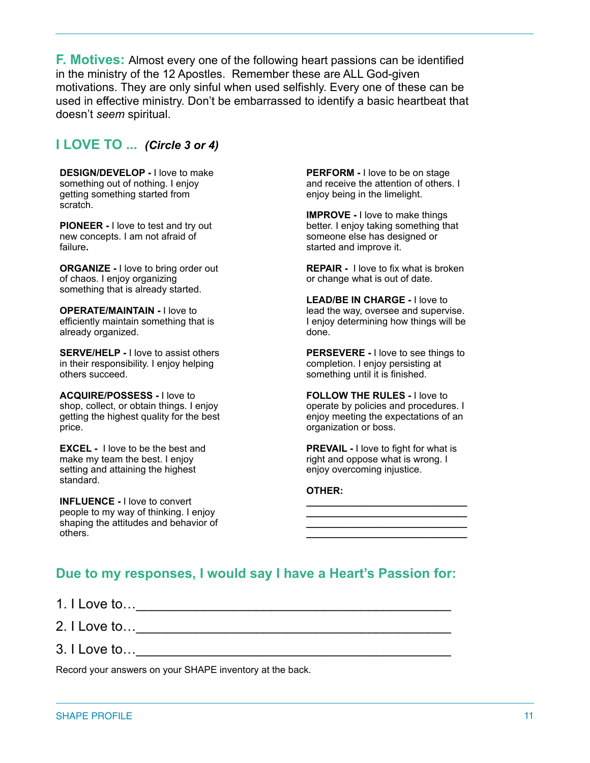**F. Motives:** Almost every one of the following heart passions can be identified in the ministry of the 12 Apostles. Remember these are ALL God-given motivations. They are only sinful when used selfishly. Every one of these can be used in effective ministry. Don't be embarrassed to identify a basic heartbeat that doesn't *seem* spiritual.

## I LOVE TO ... *(Circle 3 or 4)*

**DESIGN/DEVELOP -** I love to make something out of nothing. I enjoy getting something started from scratch.

**PIONEER -** I love to test and try out new concepts. I am not afraid of failure**.**

**ORGANIZE -** I love to bring order out of chaos. I enjoy organizing something that is already started.

**OPERATE/MAINTAIN -** I love to efficiently maintain something that is already organized.

**SERVE/HELP -** I love to assist others in their responsibility. I enjoy helping others succeed.

**ACQUIRE/POSSESS -** I love to shop, collect, or obtain things. I enjoy getting the highest quality for the best price.

**EXCEL -** I love to be the best and make my team the best. I enjoy setting and attaining the highest standard.

**INFLUENCE -** I love to convert people to my way of thinking. I enjoy shaping the attitudes and behavior of others.

**PERFORM -** I love to be on stage and receive the attention of others. I enjoy being in the limelight.

**IMPROVE -** I love to make things better. I enjoy taking something that someone else has designed or started and improve it.

**REPAIR -** I love to fix what is broken or change what is out of date.

**LEAD/BE IN CHARGE -** I love to lead the way, oversee and supervise. I enjoy determining how things will be done.

**PERSEVERE -** I love to see things to completion. I enjoy persisting at something until it is finished.

**FOLLOW THE RULES -** I love to operate by policies and procedures. I enjoy meeting the expectations of an organization or boss.

**PREVAIL -** I love to fight for what is right and oppose what is wrong. I enjoy overcoming injustice.

**OTHER:**
______________________________
______________________________
______________________________
______________________________

## Due to my responses, I would say I have a Heart's Passion for:

1. I Love to…____________________________________________
2. I Love to…____________________________________________
3. I Love to…____________________________________________

Record your answers on your SHAPE inventory at the back.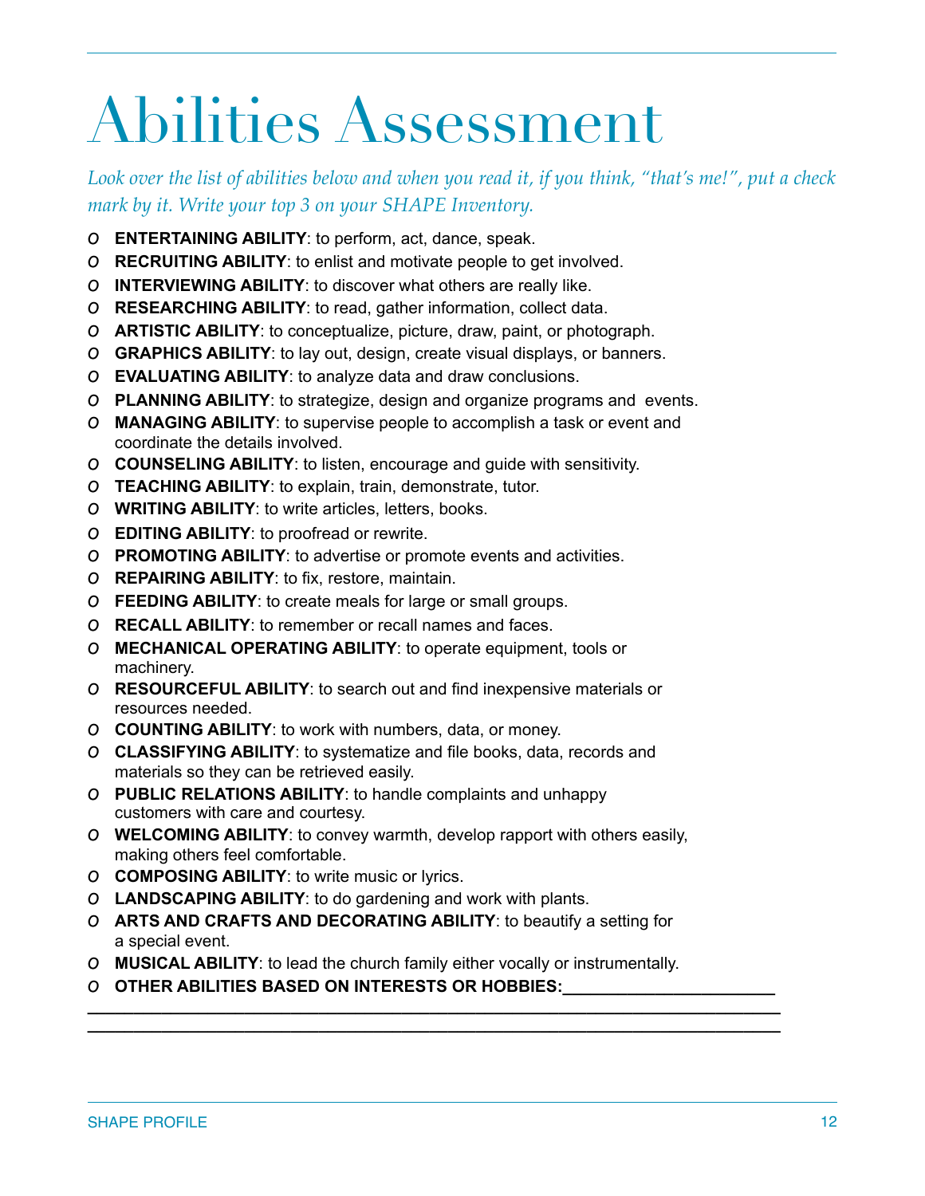# Abilities Assessment

*Look over the list of abilities below and when you read it, if you think, "that's me!", put a check mark by it. Write your top 3 on your SHAPE Inventory.*

- O **ENTERTAINING ABILITY**: to perform, act, dance, speak.
- O **RECRUITING ABILITY**: to enlist and motivate people to get involved.
- O **INTERVIEWING ABILITY**: to discover what others are really like.
- O **RESEARCHING ABILITY**: to read, gather information, collect data.
- O **ARTISTIC ABILITY**: to conceptualize, picture, draw, paint, or photograph.
- O **GRAPHICS ABILITY**: to lay out, design, create visual displays, or banners.
- O **EVALUATING ABILITY**: to analyze data and draw conclusions.
- O **PLANNING ABILITY**: to strategize, design and organize programs and events.
- O **MANAGING ABILITY**: to supervise people to accomplish a task or event and coordinate the details involved.
- O **COUNSELING ABILITY**: to listen, encourage and guide with sensitivity.
- O **TEACHING ABILITY**: to explain, train, demonstrate, tutor.
- O **WRITING ABILITY**: to write articles, letters, books.
- O **EDITING ABILITY**: to proofread or rewrite.
- O **PROMOTING ABILITY**: to advertise or promote events and activities.
- O **REPAIRING ABILITY**: to fix, restore, maintain.
- O **FEEDING ABILITY**: to create meals for large or small groups.
- O **RECALL ABILITY**: to remember or recall names and faces.
- O **MECHANICAL OPERATING ABILITY**: to operate equipment, tools or machinery.
- O **RESOURCEFUL ABILITY**: to search out and find inexpensive materials or resources needed.
- O **COUNTING ABILITY**: to work with numbers, data, or money.
- O **CLASSIFYING ABILITY**: to systematize and file books, data, records and materials so they can be retrieved easily.
- O **PUBLIC RELATIONS ABILITY**: to handle complaints and unhappy customers with care and courtesy.
- O **WELCOMING ABILITY**: to convey warmth, develop rapport with others easily, making others feel comfortable.
- O **COMPOSING ABILITY**: to write music or lyrics.
- O **LANDSCAPING ABILITY**: to do gardening and work with plants.
- O **ARTS AND CRAFTS AND DECORATING ABILITY**: to beautify a setting for a special event.
- O **MUSICAL ABILITY**: to lead the church family either vocally or instrumentally.
- O **OTHER ABILITIES BASED ON INTERESTS OR HOBBIES:**______________________

______________________________________________________________________________

______________________________________________________________________________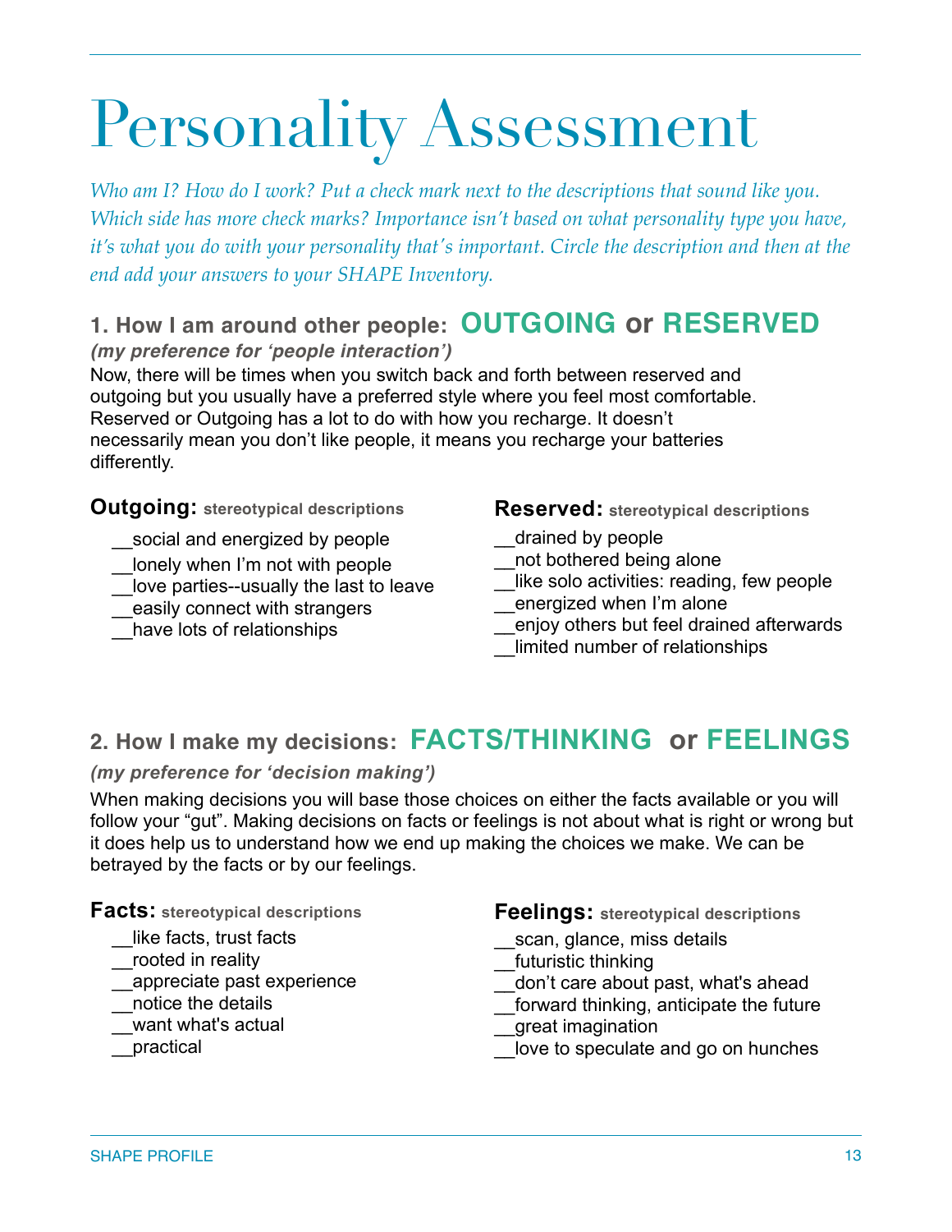# Personality Assessment

*Who am I? How do I work? Put a check mark next to the descriptions that sound like you. Which side has more check marks? Importance isn't based on what personality type you have, it's what you do with your personality that's important. Circle the description and then at the end add your answers to your SHAPE Inventory.*

## 1. How I am around other people: OUTGOING or RESERVED

***(my preference for 'people interaction')***

Now, there will be times when you switch back and forth between reserved and outgoing but you usually have a preferred style where you feel most comfortable. Reserved or Outgoing has a lot to do with how you recharge. It doesn't necessarily mean you don't like people, it means you recharge your batteries differently.

**Outgoing:** stereotypical descriptions

__social and energized by people
__lonely when I'm not with people
__love parties--usually the last to leave
__easily connect with strangers
__have lots of relationships

**Reserved:** stereotypical descriptions

__drained by people
__not bothered being alone
__like solo activities: reading, few people
__energized when I'm alone
__enjoy others but feel drained afterwards
__limited number of relationships

## 2. How I make my decisions: FACTS/THINKING or FEELINGS

***(my preference for 'decision making')***

When making decisions you will base those choices on either the facts available or you will follow your "gut". Making decisions on facts or feelings is not about what is right or wrong but it does help us to understand how we end up making the choices we make. We can be betrayed by the facts or by our feelings.

**Facts:** stereotypical descriptions

__like facts, trust facts
__rooted in reality
__appreciate past experience
__notice the details
__want what's actual
__practical

**Feelings:** stereotypical descriptions

__scan, glance, miss details
__futuristic thinking
__don't care about past, what's ahead
__forward thinking, anticipate the future
__great imagination
__love to speculate and go on hunches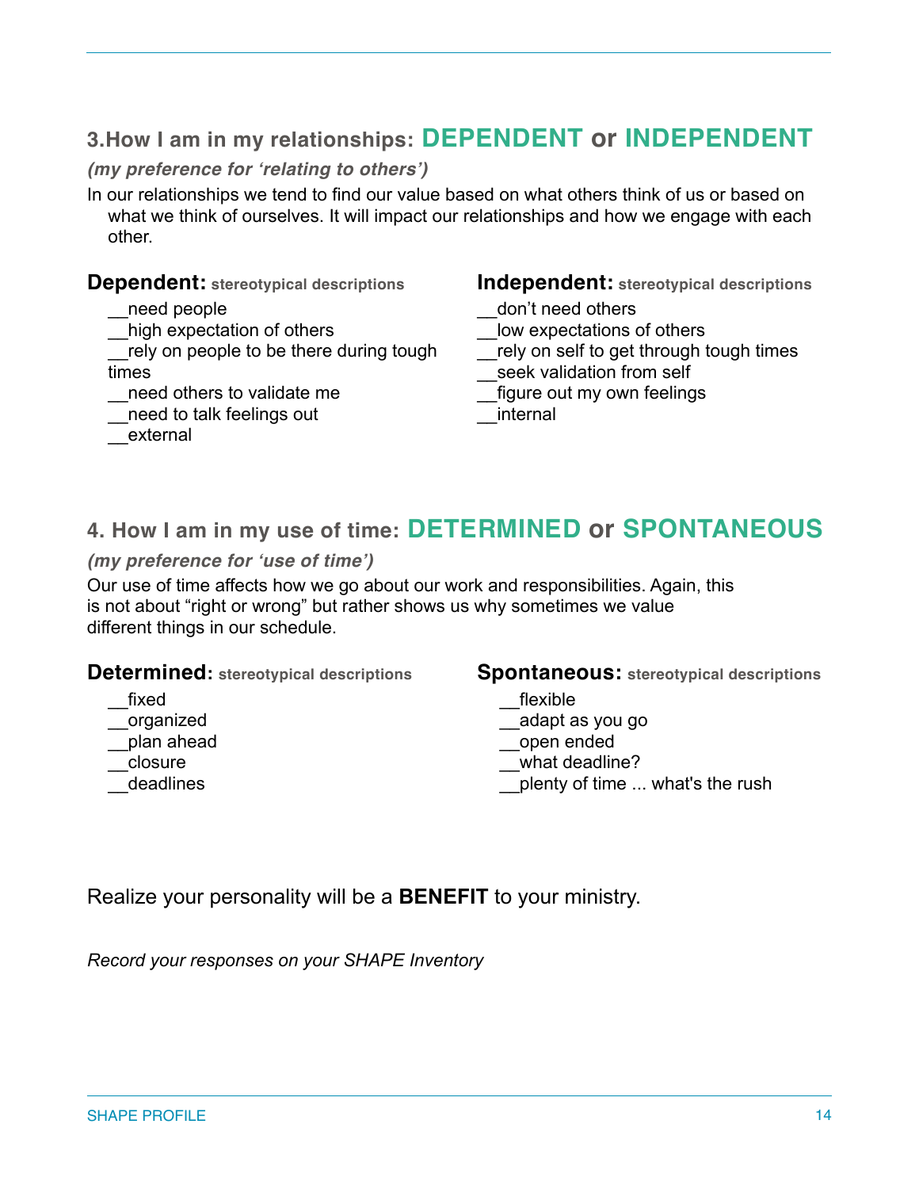## 3.How I am in my relationships: DEPENDENT or INDEPENDENT

***(my preference for 'relating to others')***

In our relationships we tend to find our value based on what others think of us or based on what we think of ourselves. It will impact our relationships and how we engage with each other.

**Dependent:** **stereotypical descriptions**

__need people
__high expectation of others
__rely on people to be there during tough times
__need others to validate me
__need to talk feelings out
__external

**Independent:** **stereotypical descriptions**

__don't need others
__low expectations of others
__rely on self to get through tough times
__seek validation from self
__figure out my own feelings
__internal

## 4. How I am in my use of time: DETERMINED or SPONTANEOUS

***(my preference for 'use of time')***

Our use of time affects how we go about our work and responsibilities. Again, this is not about "right or wrong" but rather shows us why sometimes we value different things in our schedule.

**Determined:** **stereotypical descriptions**

__fixed
__organized
__plan ahead
__closure
__deadlines

**Spontaneous:** **stereotypical descriptions**

__flexible
__adapt as you go
__open ended
__what deadline?
__plenty of time ... what's the rush

Realize your personality will be a **BENEFIT** to your ministry.

*Record your responses on your SHAPE Inventory*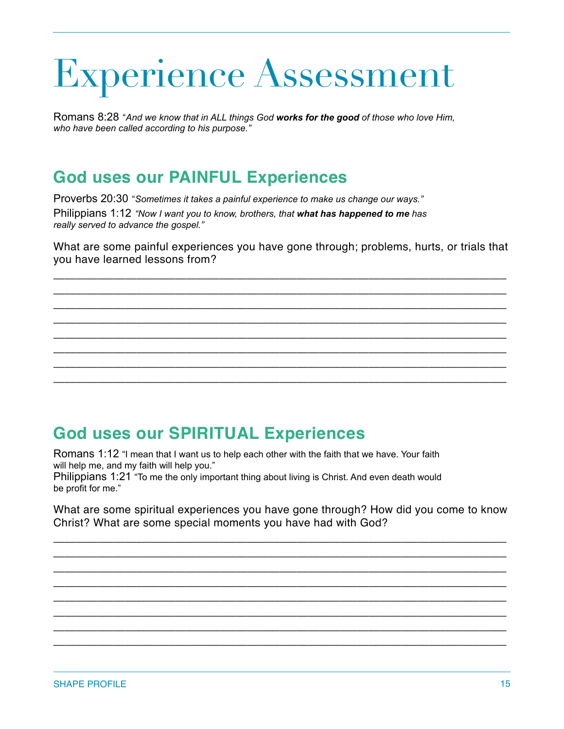# Experience Assessment

Romans 8:28 "*And we know that in ALL things God **works for the good** of those who love Him, who have been called according to his purpose."*

## God uses our PAINFUL Experiences

Proverbs 20:30 "*Sometimes it takes a painful experience to make us change our ways."*

Philippians 1:12 *"Now I want you to know, brothers, that **what has happened to me** has really served to advance the gospel."*

What are some painful experiences you have gone through; problems, hurts, or trials that you have learned lessons from?

________________________________________________________________________________
________________________________________________________________________________
________________________________________________________________________________
________________________________________________________________________________
________________________________________________________________________________
________________________________________________________________________________
________________________________________________________________________________
________________________________________________________________________________

## God uses our SPIRITUAL Experiences

Romans 1:12 "I mean that I want us to help each other with the faith that we have. Your faith will help me, and my faith will help you."

Philippians 1:21 "To me the only important thing about living is Christ. And even death would be profit for me."

What are some spiritual experiences you have gone through? How did you come to know Christ? What are some special moments you have had with God?

________________________________________________________________________________
________________________________________________________________________________
________________________________________________________________________________
________________________________________________________________________________
________________________________________________________________________________
________________________________________________________________________________
________________________________________________________________________________
________________________________________________________________________________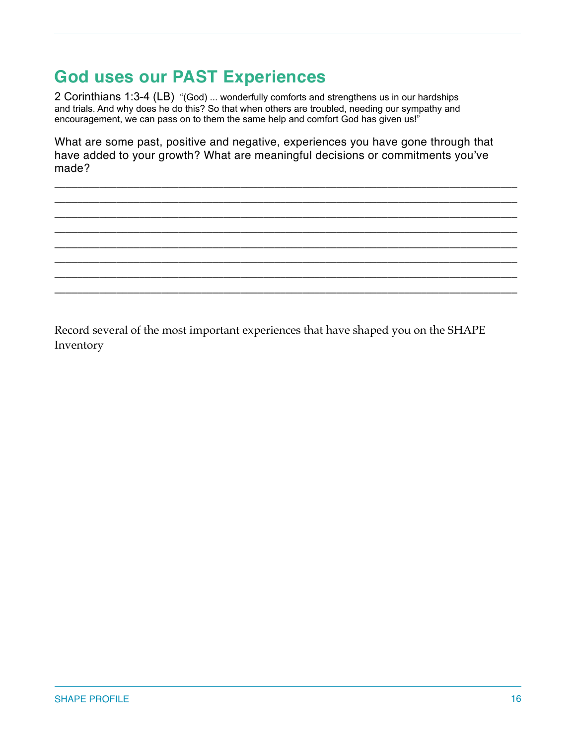# God uses our PAST Experiences

2 Corinthians 1:3-4 (LB) "(God) ... wonderfully comforts and strengthens us in our hardships and trials. And why does he do this? So that when others are troubled, needing our sympathy and encouragement, we can pass on to them the same help and comfort God has given us!"

What are some past, positive and negative, experiences you have gone through that have added to your growth? What are meaningful decisions or commitments you've made?

_______________________________________________________________________________
_______________________________________________________________________________
_______________________________________________________________________________
_______________________________________________________________________________
_______________________________________________________________________________
_______________________________________________________________________________
_______________________________________________________________________________
_______________________________________________________________________________

Record several of the most important experiences that have shaped you on the SHAPE Inventory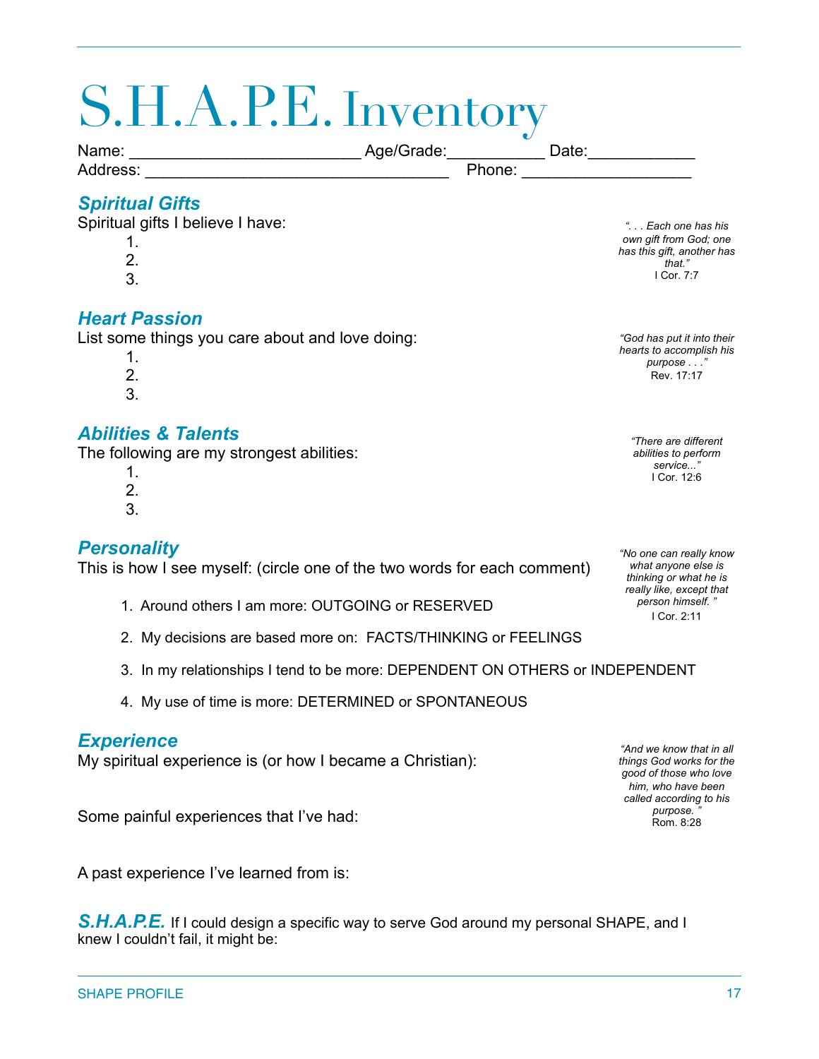# S.H.A.P.E. Inventory

Name: ________________________ Age/Grade:___________ Date:____________
Address: ________________________________ Phone: __________________

## *Spiritual Gifts*

Spiritual gifts I believe I have:

1.
2.
3.

*". . . Each one has his own gift from God; one has this gift, another has that."*
I Cor. 7:7

## *Heart Passion*

List some things you care about and love doing:

1.
2.
3.

*"God has put it into their hearts to accomplish his purpose . . ."*
Rev. 17:17

## *Abilities & Talents*

The following are my strongest abilities:

1.
2.
3.

*"There are different abilities to perform service..."*
I Cor. 12:6

## *Personality*

This is how I see myself: (circle one of the two words for each comment)

1. Around others I am more: OUTGOING or RESERVED
2. My decisions are based more on: FACTS/THINKING or FEELINGS
3. In my relationships I tend to be more: DEPENDENT ON OTHERS or INDEPENDENT
4. My use of time is more: DETERMINED or SPONTANEOUS

*"No one can really know what anyone else is thinking or what he is really like, except that person himself."*
I Cor. 2:11

## *Experience*

My spiritual experience is (or how I became a Christian):

Some painful experiences that I've had:

A past experience I've learned from is:

*"And we know that in all things God works for the good of those who love him, who have been called according to his purpose."*
Rom. 8:28

***S.H.A.P.E.*** If I could design a specific way to serve God around my personal SHAPE, and I knew I couldn't fail, it might be: